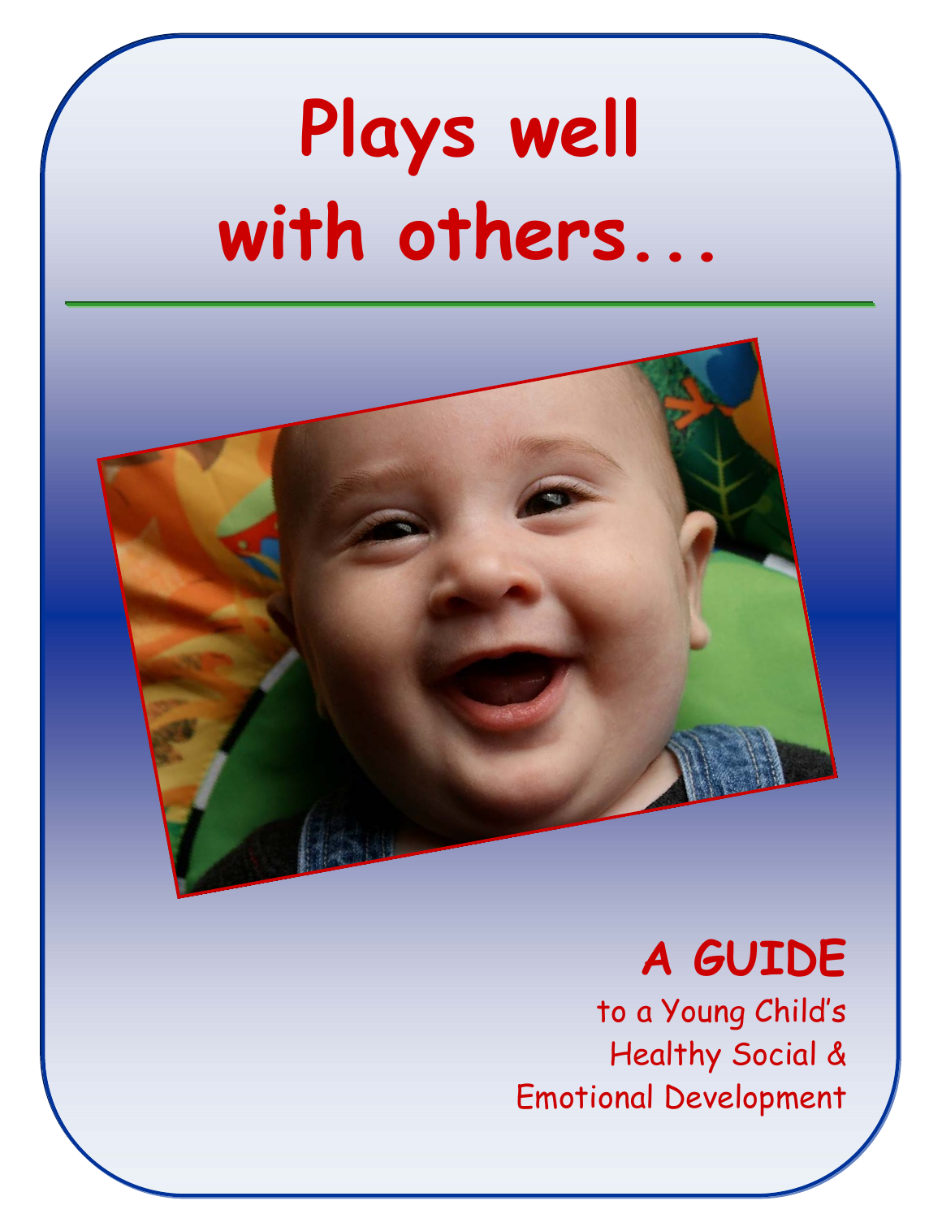# Plays well with others...

---

## A GUIDE

to a Young Child's Healthy Social & Emotional Development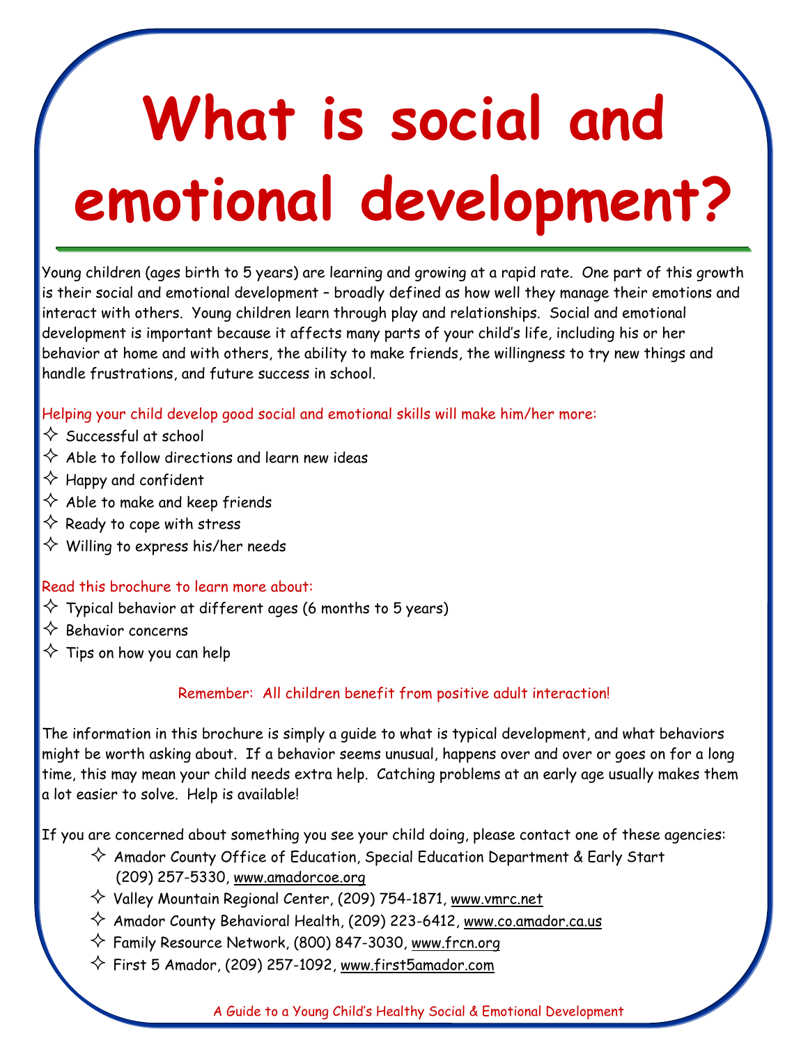# What is social and emotional development?

Young children (ages birth to 5 years) are learning and growing at a rapid rate. One part of this growth is their social and emotional development – broadly defined as how well they manage their emotions and interact with others. Young children learn through play and relationships. Social and emotional development is important because it affects many parts of your child's life, including his or her behavior at home and with others, the ability to make friends, the willingness to try new things and handle frustrations, and future success in school.

Helping your child develop good social and emotional skills will make him/her more:

- Successful at school
- Able to follow directions and learn new ideas
- Happy and confident
- Able to make and keep friends
- Ready to cope with stress
- Willing to express his/her needs

Read this brochure to learn more about:

- Typical behavior at different ages (6 months to 5 years)
- Behavior concerns
- Tips on how you can help

Remember: All children benefit from positive adult interaction!

The information in this brochure is simply a guide to what is typical development, and what behaviors might be worth asking about. If a behavior seems unusual, happens over and over or goes on for a long time, this may mean your child needs extra help. Catching problems at an early age usually makes them a lot easier to solve. Help is available!

If you are concerned about something you see your child doing, please contact one of these agencies:

- Amador County Office of Education, Special Education Department & Early Start (209) 257-5330, www.amadorcoe.org
- Valley Mountain Regional Center, (209) 754-1871, www.vmrc.net
- Amador County Behavioral Health, (209) 223-6412, www.co.amador.ca.us
- Family Resource Network, (800) 847-3030, www.frcn.org
- First 5 Amador, (209) 257-1092, www.first5amador.com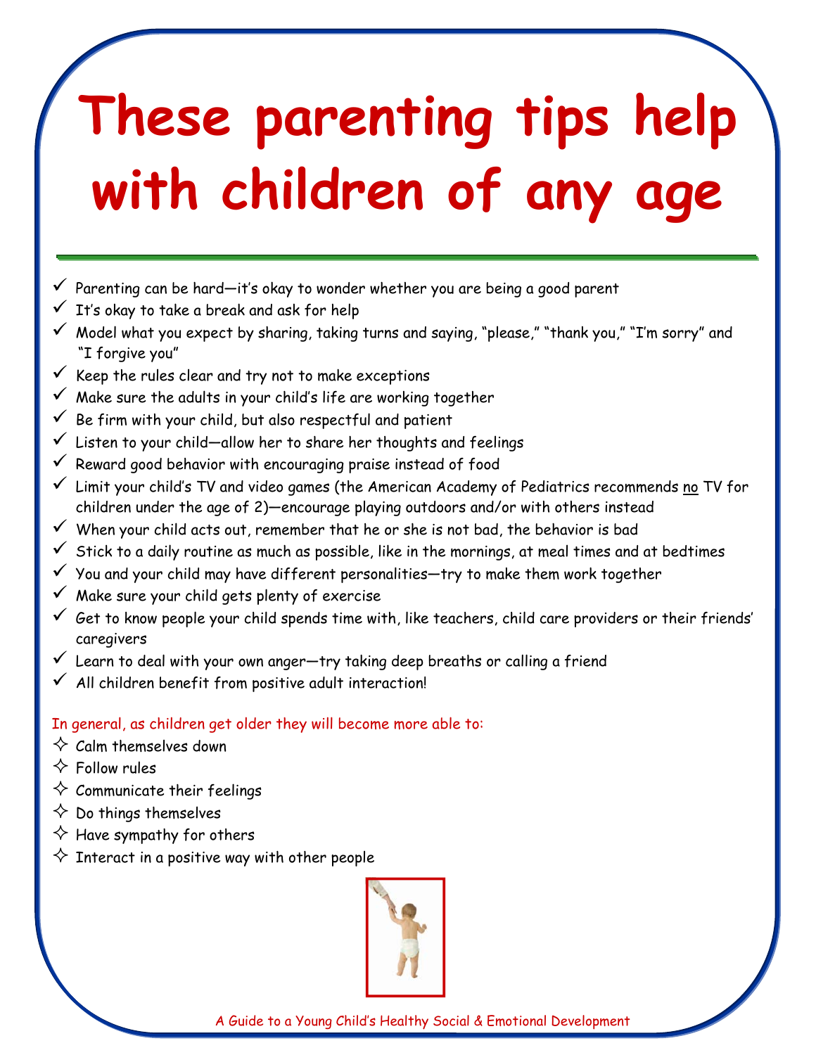# These parenting tips help with children of any age

- Parenting can be hard—it's okay to wonder whether you are being a good parent
- It's okay to take a break and ask for help
- Model what you expect by sharing, taking turns and saying, "please," "thank you," "I'm sorry" and "I forgive you"
- Keep the rules clear and try not to make exceptions
- Make sure the adults in your child's life are working together
- Be firm with your child, but also respectful and patient
- Listen to your child—allow her to share her thoughts and feelings
- Reward good behavior with encouraging praise instead of food
- Limit your child's TV and video games (the American Academy of Pediatrics recommends no TV for children under the age of 2)—encourage playing outdoors and/or with others instead
- When your child acts out, remember that he or she is not bad, the behavior is bad
- Stick to a daily routine as much as possible, like in the mornings, at meal times and at bedtimes
- You and your child may have different personalities—try to make them work together
- Make sure your child gets plenty of exercise
- Get to know people your child spends time with, like teachers, child care providers or their friends' caregivers
- Learn to deal with your own anger—try taking deep breaths or calling a friend
- All children benefit from positive adult interaction!

In general, as children get older they will become more able to:

- Calm themselves down
- Follow rules
- Communicate their feelings
- Do things themselves
- Have sympathy for others
- Interact in a positive way with other people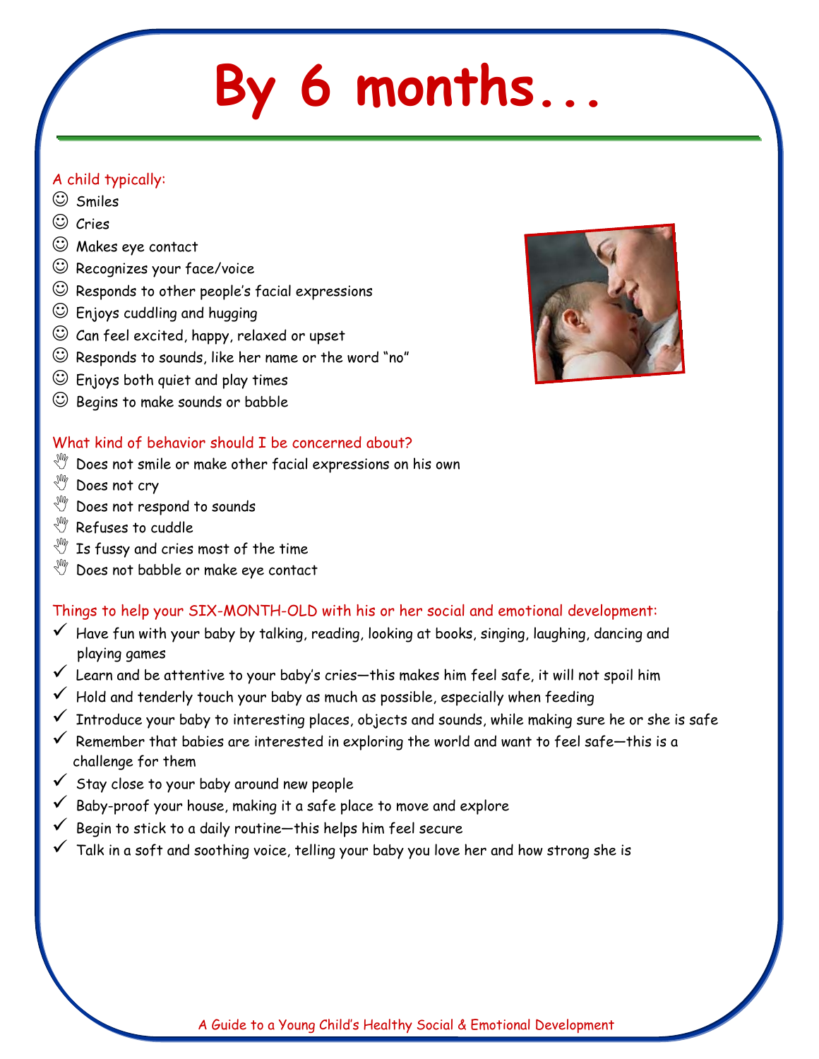# By 6 months...

A child typically:

- ☺ Smiles
- ☺ Cries
- ☺ Makes eye contact
- ☺ Recognizes your face/voice
- ☺ Responds to other people's facial expressions
- ☺ Enjoys cuddling and hugging
- ☺ Can feel excited, happy, relaxed or upset
- ☺ Responds to sounds, like her name or the word "no"
- ☺ Enjoys both quiet and play times
- ☺ Begins to make sounds or babble

What kind of behavior should I be concerned about?

- Does not smile or make other facial expressions on his own
- Does not cry
- Does not respond to sounds
- Refuses to cuddle
- Is fussy and cries most of the time
- Does not babble or make eye contact

Things to help your SIX-MONTH-OLD with his or her social and emotional development:

- ✓ Have fun with your baby by talking, reading, looking at books, singing, laughing, dancing and playing games
- ✓ Learn and be attentive to your baby's cries—this makes him feel safe, it will not spoil him
- ✓ Hold and tenderly touch your baby as much as possible, especially when feeding
- ✓ Introduce your baby to interesting places, objects and sounds, while making sure he or she is safe
- ✓ Remember that babies are interested in exploring the world and want to feel safe—this is a challenge for them
- ✓ Stay close to your baby around new people
- ✓ Baby-proof your house, making it a safe place to move and explore
- ✓ Begin to stick to a daily routine—this helps him feel secure
- ✓ Talk in a soft and soothing voice, telling your baby you love her and how strong she is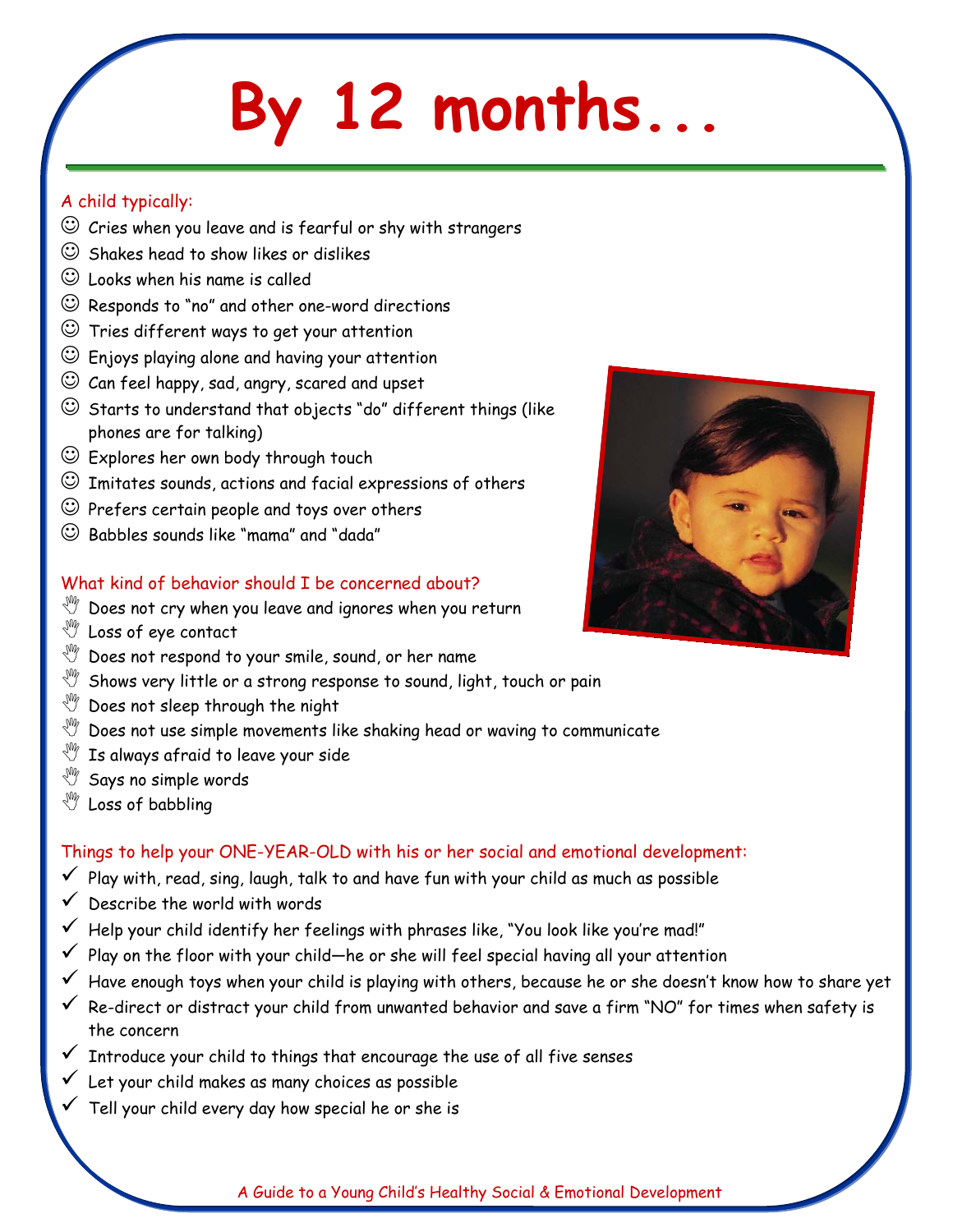# By 12 months...

A child typically:

- Cries when you leave and is fearful or shy with strangers
- Shakes head to show likes or dislikes
- Looks when his name is called
- Responds to "no" and other one-word directions
- Tries different ways to get your attention
- Enjoys playing alone and having your attention
- Can feel happy, sad, angry, scared and upset
- Starts to understand that objects "do" different things (like phones are for talking)
- Explores her own body through touch
- Imitates sounds, actions and facial expressions of others
- Prefers certain people and toys over others
- Babbles sounds like "mama" and "dada"

What kind of behavior should I be concerned about?

- Does not cry when you leave and ignores when you return
- Loss of eye contact
- Does not respond to your smile, sound, or her name
- Shows very little or a strong response to sound, light, touch or pain
- Does not sleep through the night
- Does not use simple movements like shaking head or waving to communicate
- Is always afraid to leave your side
- Says no simple words
- Loss of babbling

Things to help your ONE-YEAR-OLD with his or her social and emotional development:

- ✓ Play with, read, sing, laugh, talk to and have fun with your child as much as possible
- ✓ Describe the world with words
- ✓ Help your child identify her feelings with phrases like, "You look like you're mad!"
- ✓ Play on the floor with your child—he or she will feel special having all your attention
- ✓ Have enough toys when your child is playing with others, because he or she doesn't know how to share yet
- ✓ Re-direct or distract your child from unwanted behavior and save a firm "NO" for times when safety is the concern
- ✓ Introduce your child to things that encourage the use of all five senses
- ✓ Let your child makes as many choices as possible
- ✓ Tell your child every day how special he or she is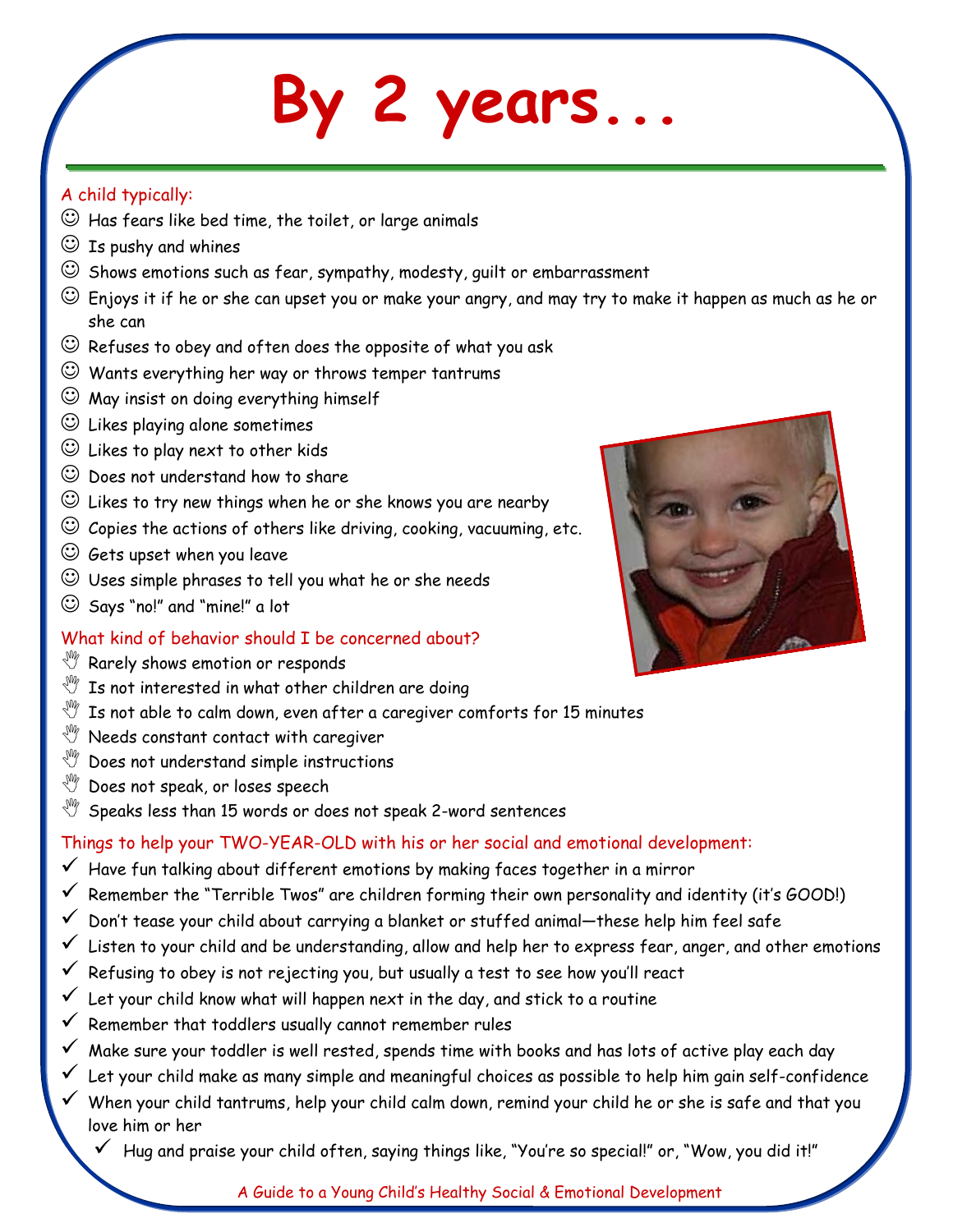# By 2 years...

### A child typically:

- Has fears like bed time, the toilet, or large animals
- Is pushy and whines
- Shows emotions such as fear, sympathy, modesty, guilt or embarrassment
- Enjoys it if he or she can upset you or make your angry, and may try to make it happen as much as he or she can
- Refuses to obey and often does the opposite of what you ask
- Wants everything her way or throws temper tantrums
- May insist on doing everything himself
- Likes playing alone sometimes
- Likes to play next to other kids
- Does not understand how to share
- Likes to try new things when he or she knows you are nearby
- Copies the actions of others like driving, cooking, vacuuming, etc.
- Gets upset when you leave
- Uses simple phrases to tell you what he or she needs
- Says "no!" and "mine!" a lot

### What kind of behavior should I be concerned about?

- Rarely shows emotion or responds
- Is not interested in what other children are doing
- Is not able to calm down, even after a caregiver comforts for 15 minutes
- Needs constant contact with caregiver
- Does not understand simple instructions
- Does not speak, or loses speech
- Speaks less than 15 words or does not speak 2-word sentences

### Things to help your TWO-YEAR-OLD with his or her social and emotional development:

- ✓ Have fun talking about different emotions by making faces together in a mirror
- ✓ Remember the "Terrible Twos" are children forming their own personality and identity (it's GOOD!)
- ✓ Don't tease your child about carrying a blanket or stuffed animal—these help him feel safe
- ✓ Listen to your child and be understanding, allow and help her to express fear, anger, and other emotions
- ✓ Refusing to obey is not rejecting you, but usually a test to see how you'll react
- ✓ Let your child know what will happen next in the day, and stick to a routine
- ✓ Remember that toddlers usually cannot remember rules
- ✓ Make sure your toddler is well rested, spends time with books and has lots of active play each day
- ✓ Let your child make as many simple and meaningful choices as possible to help him gain self-confidence
- ✓ When your child tantrums, help your child calm down, remind your child he or she is safe and that you love him or her
- ✓ Hug and praise your child often, saying things like, "You're so special!" or, "Wow, you did it!"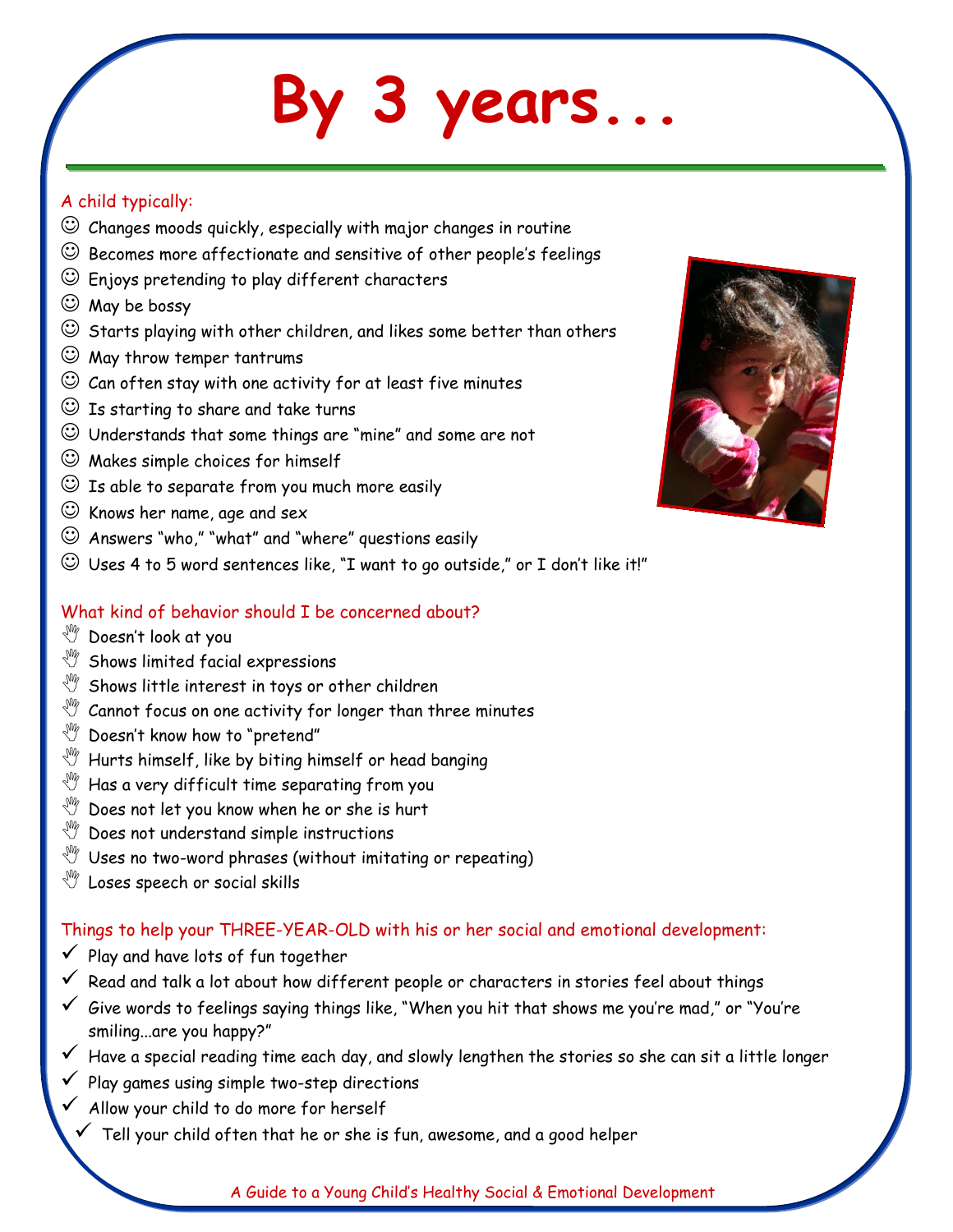# By 3 years...

A child typically:

- ☺ Changes moods quickly, especially with major changes in routine
- ☺ Becomes more affectionate and sensitive of other people's feelings
- ☺ Enjoys pretending to play different characters
- ☺ May be bossy
- ☺ Starts playing with other children, and likes some better than others
- ☺ May throw temper tantrums
- ☺ Can often stay with one activity for at least five minutes
- ☺ Is starting to share and take turns
- ☺ Understands that some things are "mine" and some are not
- ☺ Makes simple choices for himself
- ☺ Is able to separate from you much more easily
- ☺ Knows her name, age and sex
- ☺ Answers "who," "what" and "where" questions easily
- ☺ Uses 4 to 5 word sentences like, "I want to go outside," or I don't like it!"

What kind of behavior should I be concerned about?

- Doesn't look at you
- Shows limited facial expressions
- Shows little interest in toys or other children
- Cannot focus on one activity for longer than three minutes
- Doesn't know how to "pretend"
- Hurts himself, like by biting himself or head banging
- Has a very difficult time separating from you
- Does not let you know when he or she is hurt
- Does not understand simple instructions
- Uses no two-word phrases (without imitating or repeating)
- Loses speech or social skills

Things to help your THREE-YEAR-OLD with his or her social and emotional development:

- ✓ Play and have lots of fun together
- ✓ Read and talk a lot about how different people or characters in stories feel about things
- ✓ Give words to feelings saying things like, "When you hit that shows me you're mad," or "You're smiling...are you happy?"
- ✓ Have a special reading time each day, and slowly lengthen the stories so she can sit a little longer
- ✓ Play games using simple two-step directions
- ✓ Allow your child to do more for herself
- ✓ Tell your child often that he or she is fun, awesome, and a good helper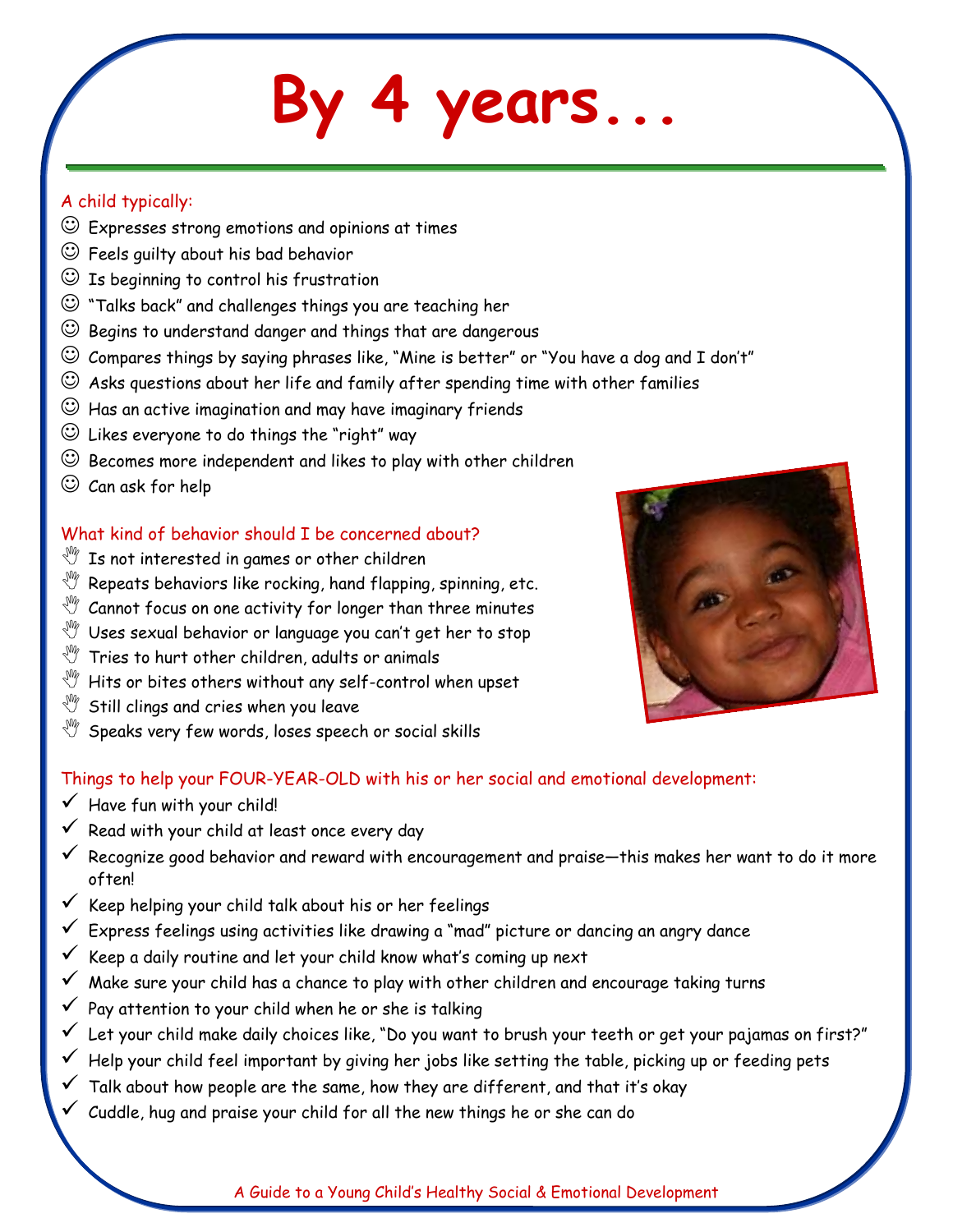# By 4 years...

A child typically:

- ☺ Expresses strong emotions and opinions at times
- ☺ Feels guilty about his bad behavior
- ☺ Is beginning to control his frustration
- ☺ "Talks back" and challenges things you are teaching her
- ☺ Begins to understand danger and things that are dangerous
- ☺ Compares things by saying phrases like, "Mine is better" or "You have a dog and I don't"
- ☺ Asks questions about her life and family after spending time with other families
- ☺ Has an active imagination and may have imaginary friends
- ☺ Likes everyone to do things the "right" way
- ☺ Becomes more independent and likes to play with other children
- ☺ Can ask for help

What kind of behavior should I be concerned about?

- Is not interested in games or other children
- Repeats behaviors like rocking, hand flapping, spinning, etc.
- Cannot focus on one activity for longer than three minutes
- Uses sexual behavior or language you can't get her to stop
- Tries to hurt other children, adults or animals
- Hits or bites others without any self-control when upset
- Still clings and cries when you leave
- Speaks very few words, loses speech or social skills

Things to help your FOUR-YEAR-OLD with his or her social and emotional development:

- ✓ Have fun with your child!
- ✓ Read with your child at least once every day
- ✓ Recognize good behavior and reward with encouragement and praise—this makes her want to do it more often!
- ✓ Keep helping your child talk about his or her feelings
- ✓ Express feelings using activities like drawing a "mad" picture or dancing an angry dance
- ✓ Keep a daily routine and let your child know what's coming up next
- ✓ Make sure your child has a chance to play with other children and encourage taking turns
- ✓ Pay attention to your child when he or she is talking
- ✓ Let your child make daily choices like, "Do you want to brush your teeth or get your pajamas on first?"
- ✓ Help your child feel important by giving her jobs like setting the table, picking up or feeding pets
- ✓ Talk about how people are the same, how they are different, and that it's okay
- ✓ Cuddle, hug and praise your child for all the new things he or she can do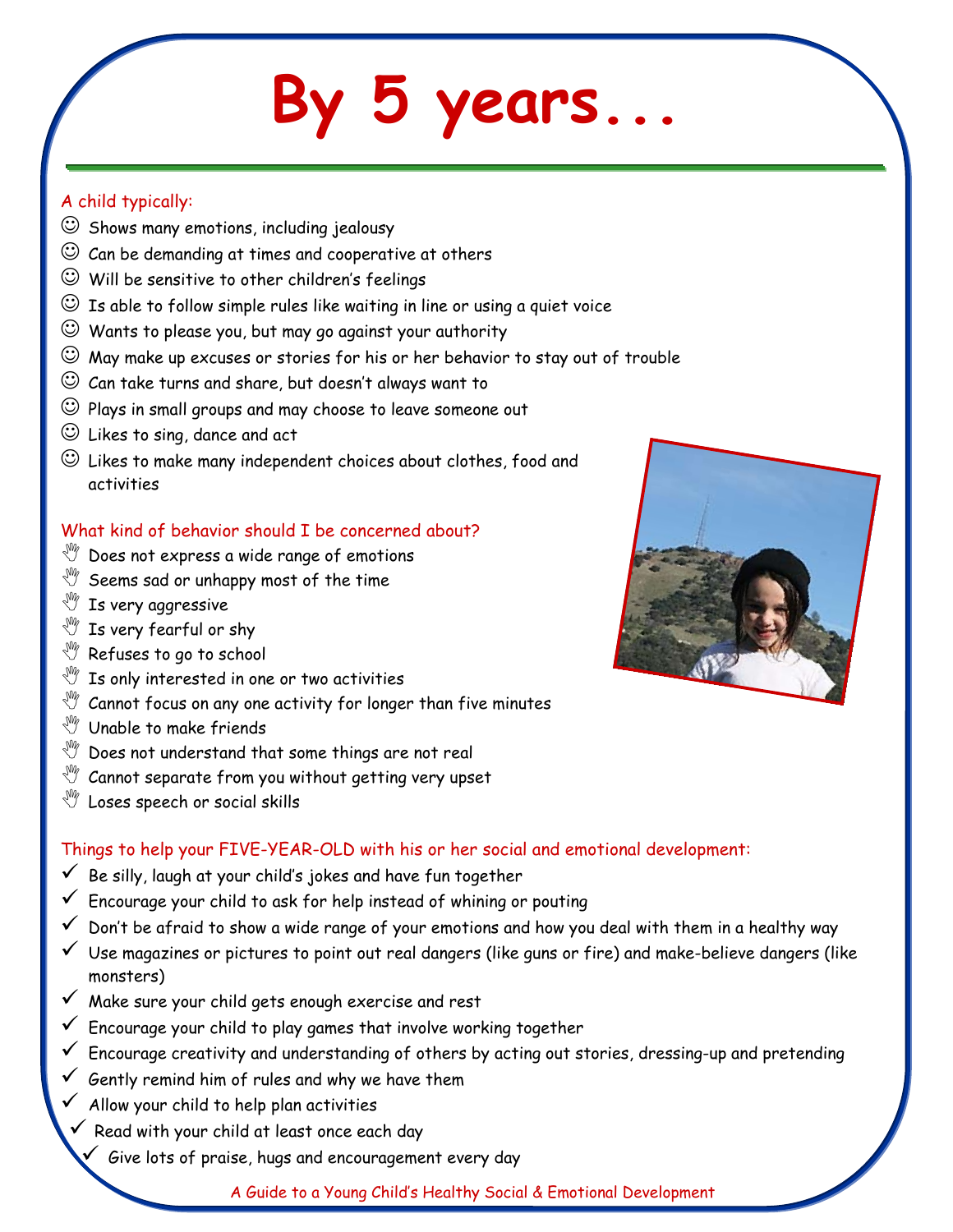# By 5 years...

A child typically:

- ☺ Shows many emotions, including jealousy
- ☺ Can be demanding at times and cooperative at others
- ☺ Will be sensitive to other children's feelings
- ☺ Is able to follow simple rules like waiting in line or using a quiet voice
- ☺ Wants to please you, but may go against your authority
- ☺ May make up excuses or stories for his or her behavior to stay out of trouble
- ☺ Can take turns and share, but doesn't always want to
- ☺ Plays in small groups and may choose to leave someone out
- ☺ Likes to sing, dance and act
- ☺ Likes to make many independent choices about clothes, food and activities

What kind of behavior should I be concerned about?

- Does not express a wide range of emotions
- Seems sad or unhappy most of the time
- Is very aggressive
- Is very fearful or shy
- Refuses to go to school
- Is only interested in one or two activities
- Cannot focus on any one activity for longer than five minutes
- Unable to make friends
- Does not understand that some things are not real
- Cannot separate from you without getting very upset
- Loses speech or social skills

Things to help your FIVE-YEAR-OLD with his or her social and emotional development:

- ✓ Be silly, laugh at your child's jokes and have fun together
- ✓ Encourage your child to ask for help instead of whining or pouting
- ✓ Don't be afraid to show a wide range of your emotions and how you deal with them in a healthy way
- ✓ Use magazines or pictures to point out real dangers (like guns or fire) and make-believe dangers (like monsters)
- ✓ Make sure your child gets enough exercise and rest
- ✓ Encourage your child to play games that involve working together
- ✓ Encourage creativity and understanding of others by acting out stories, dressing-up and pretending
- ✓ Gently remind him of rules and why we have them
- ✓ Allow your child to help plan activities
- ✓ Read with your child at least once each day
- ✓ Give lots of praise, hugs and encouragement every day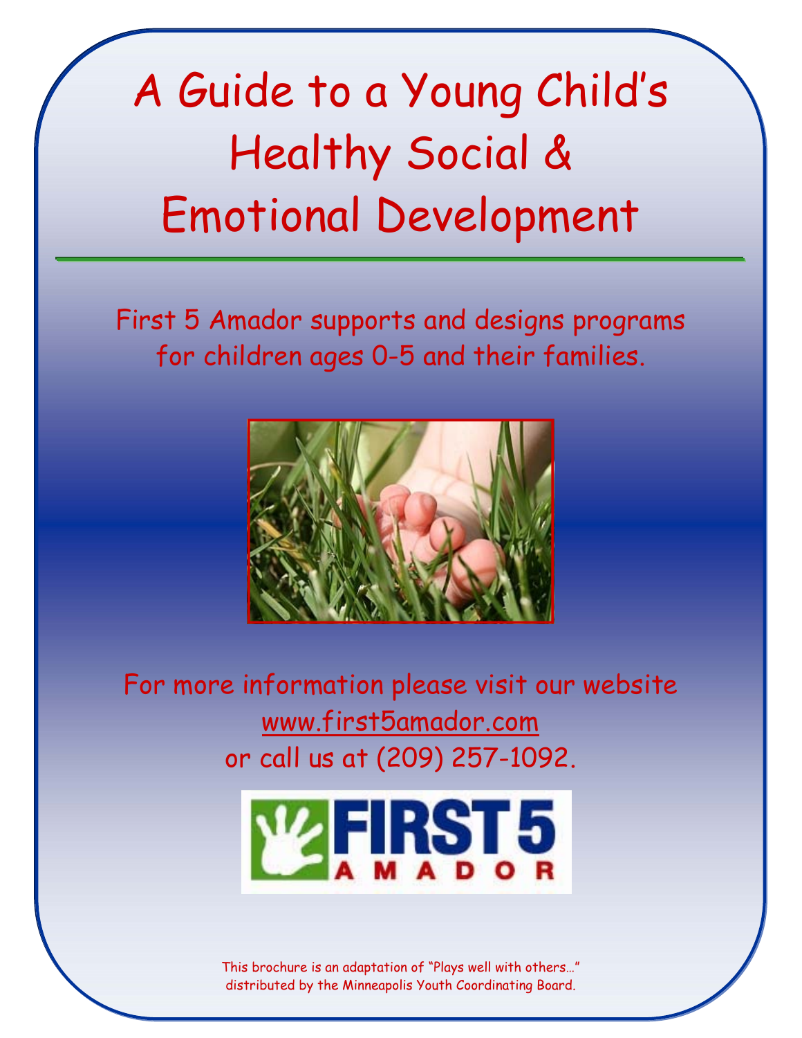# A Guide to a Young Child's Healthy Social & Emotional Development

First 5 Amador supports and designs programs for children ages 0-5 and their families.

For more information please visit our website [www.first5amador.com](http://www.first5amador.com) or call us at (209) 257-1092.

FIRST 5 AMADOR

This brochure is an adaptation of "Plays well with others…" distributed by the Minneapolis Youth Coordinating Board.